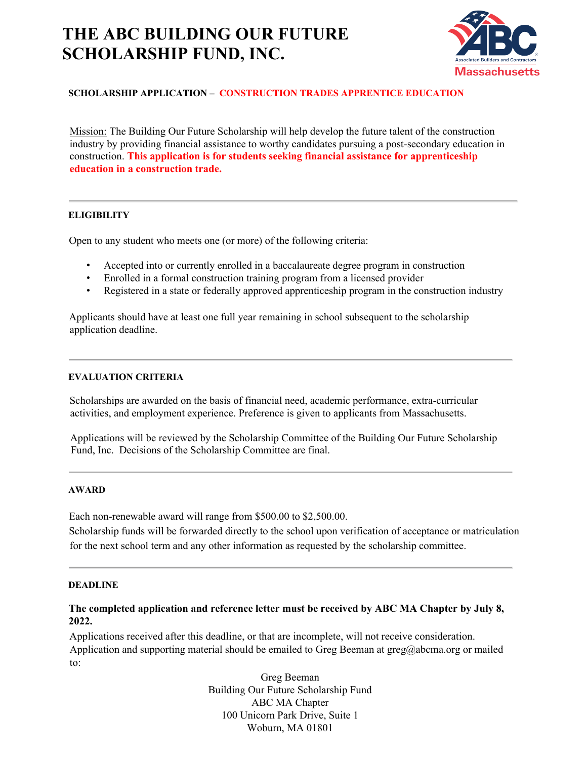# THE ABC BUILDING OUR FUTURE SCHOLARSHIP FUND, INC.

ABC Associated Builders and Contractors Massachusetts

**SCHOLARSHIP APPLICATION – CONSTRUCTION TRADES APPRENTICE EDUCATION**

Mission: The Building Our Future Scholarship will help develop the future talent of the construction industry by providing financial assistance to worthy candidates pursuing a post-secondary education in construction. **This application is for students seeking financial assistance for apprenticeship education in a construction trade.**

---

**ELIGIBILITY**

Open to any student who meets one (or more) of the following criteria:

- Accepted into or currently enrolled in a baccalaureate degree program in construction
- Enrolled in a formal construction training program from a licensed provider
- Registered in a state or federally approved apprenticeship program in the construction industry

Applicants should have at least one full year remaining in school subsequent to the scholarship application deadline.

---

**EVALUATION CRITERIA**

Scholarships are awarded on the basis of financial need, academic performance, extra-curricular activities, and employment experience. Preference is given to applicants from Massachusetts.

Applications will be reviewed by the Scholarship Committee of the Building Our Future Scholarship Fund, Inc. Decisions of the Scholarship Committee are final.

---

**AWARD**

Each non-renewable award will range from $500.00 to $2,500.00.
Scholarship funds will be forwarded directly to the school upon verification of acceptance or matriculation for the next school term and any other information as requested by the scholarship committee.

---

**DEADLINE**

**The completed application and reference letter must be received by ABC MA Chapter by July 8, 2022.**

Applications received after this deadline, or that are incomplete, will not receive consideration. Application and supporting material should be emailed to Greg Beeman at greg@abcma.org or mailed to:

Greg Beeman
Building Our Future Scholarship Fund
ABC MA Chapter
100 Unicorn Park Drive, Suite 1
Woburn, MA 01801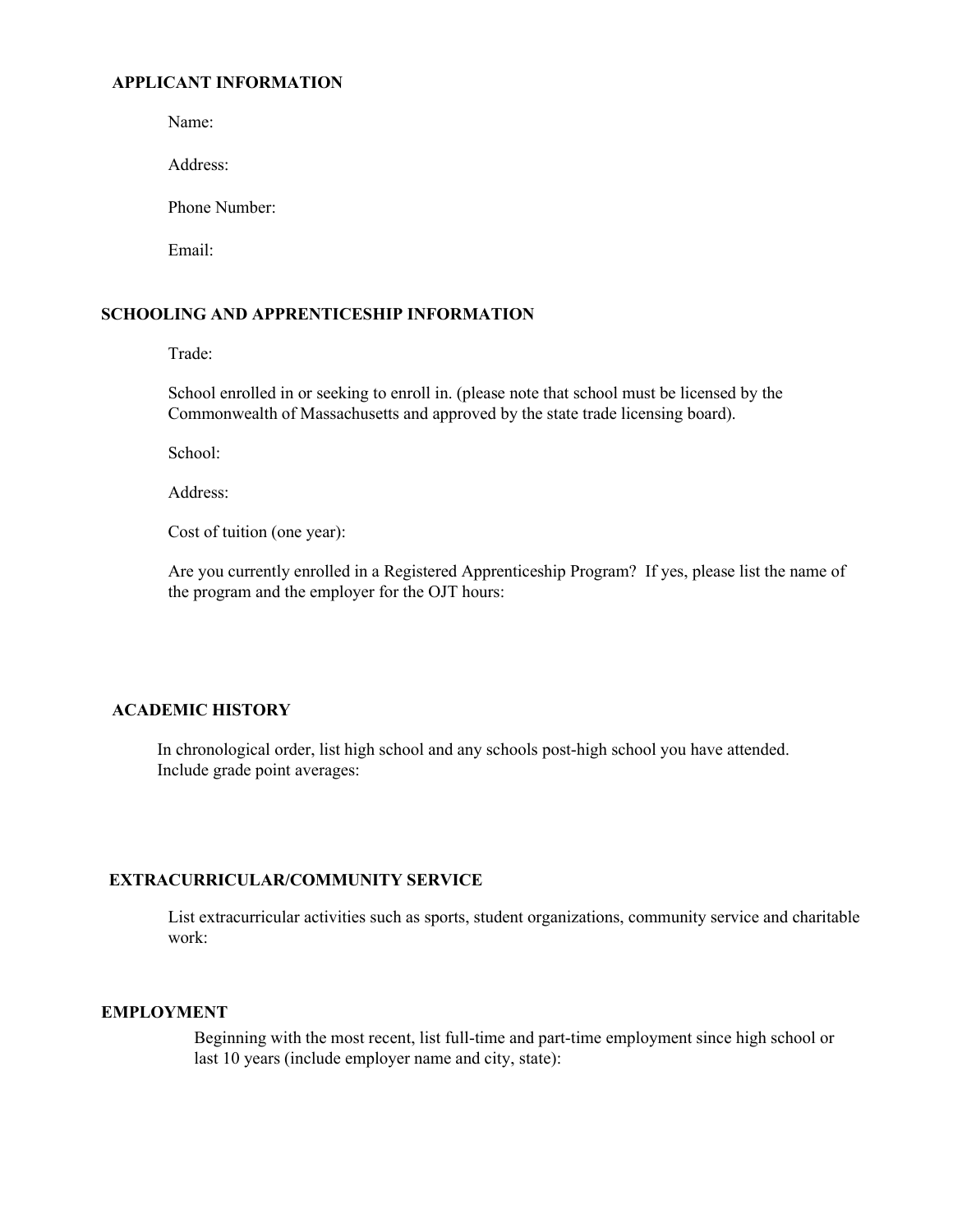## APPLICANT INFORMATION

Name:

Address:

Phone Number:

Email:

## SCHOOLING AND APPRENTICESHIP INFORMATION

Trade:

School enrolled in or seeking to enroll in. (please note that school must be licensed by the Commonwealth of Massachusetts and approved by the state trade licensing board).

School:

Address:

Cost of tuition (one year):

Are you currently enrolled in a Registered Apprenticeship Program? If yes, please list the name of the program and the employer for the OJT hours:

## ACADEMIC HISTORY

In chronological order, list high school and any schools post-high school you have attended. Include grade point averages:

## EXTRACURRICULAR/COMMUNITY SERVICE

List extracurricular activities such as sports, student organizations, community service and charitable work:

## EMPLOYMENT

Beginning with the most recent, list full-time and part-time employment since high school or last 10 years (include employer name and city, state):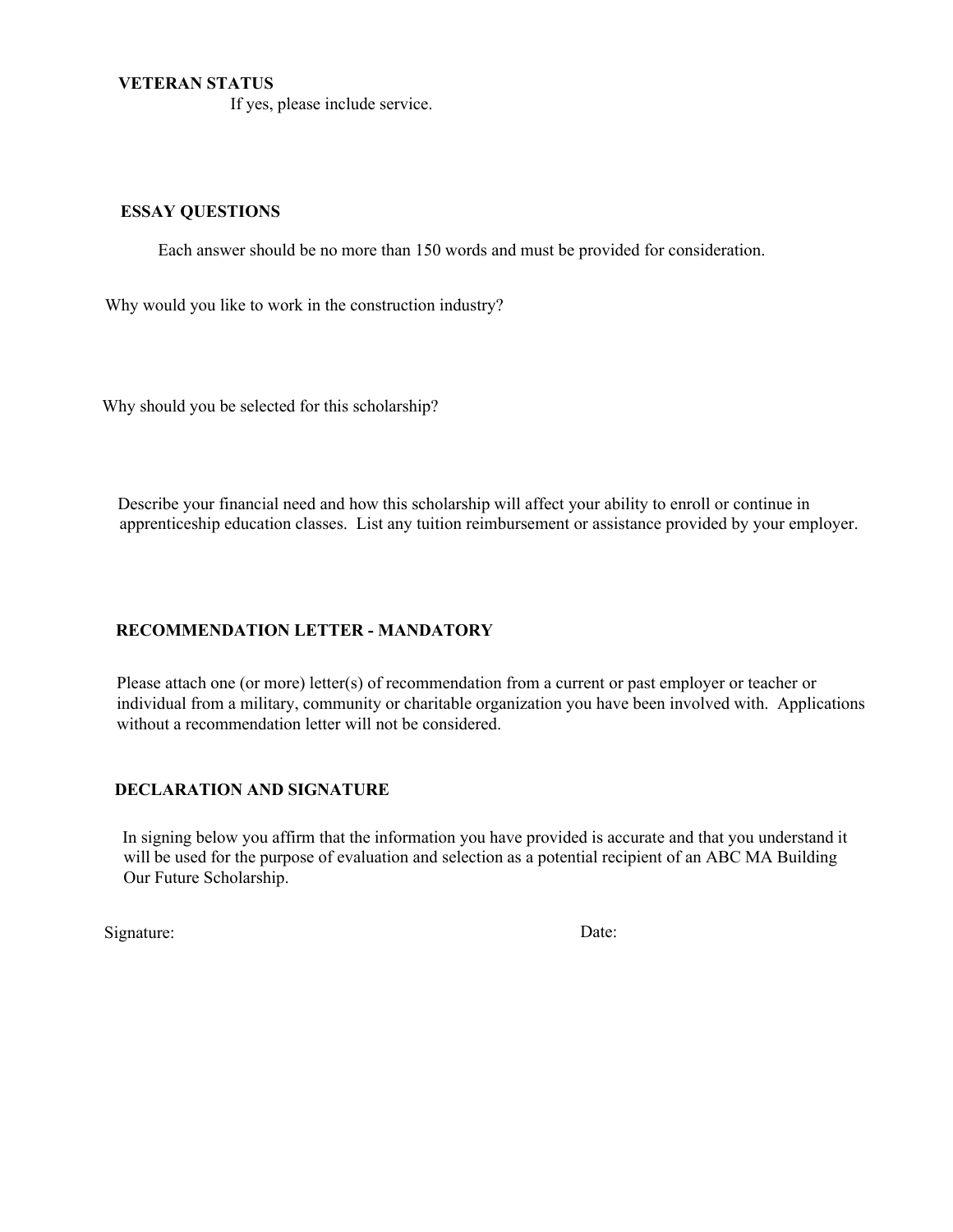**VETERAN STATUS**

If yes, please include service.

**ESSAY QUESTIONS**

Each answer should be no more than 150 words and must be provided for consideration.

Why would you like to work in the construction industry?

Why should you be selected for this scholarship?

Describe your financial need and how this scholarship will affect your ability to enroll or continue in apprenticeship education classes. List any tuition reimbursement or assistance provided by your employer.

**RECOMMENDATION LETTER - MANDATORY**

Please attach one (or more) letter(s) of recommendation from a current or past employer or teacher or individual from a military, community or charitable organization you have been involved with. Applications without a recommendation letter will not be considered.

**DECLARATION AND SIGNATURE**

In signing below you affirm that the information you have provided is accurate and that you understand it will be used for the purpose of evaluation and selection as a potential recipient of an ABC MA Building Our Future Scholarship.

Signature: Date: